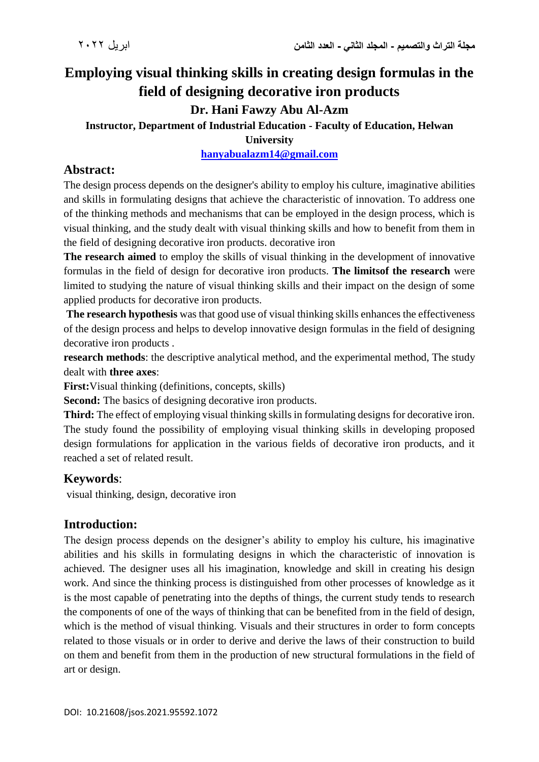# Employing visual thinking skills in creating design formulas in the field of designing decorative iron products

**Dr. Hani Fawzy Abu Al-Azm**

**Instructor, Department of Industrial Education - Faculty of Education, Helwan University**

**hanyabualazm14@gmail.com**

## Abstract:

The design process depends on the designer's ability to employ his culture, imaginative abilities and skills in formulating designs that achieve the characteristic of innovation. To address one of the thinking methods and mechanisms that can be employed in the design process, which is visual thinking, and the study dealt with visual thinking skills and how to benefit from them in the field of designing decorative iron products. decorative iron

**The research aimed** to employ the skills of visual thinking in the development of innovative formulas in the field of design for decorative iron products. **The limitsof the research** were limited to studying the nature of visual thinking skills and their impact on the design of some applied products for decorative iron products.

**The research hypothesis** was that good use of visual thinking skills enhances the effectiveness of the design process and helps to develop innovative design formulas in the field of designing decorative iron products .

**research methods**: the descriptive analytical method, and the experimental method, The study dealt with **three axes**:

**First:**Visual thinking (definitions, concepts, skills)

**Second:** The basics of designing decorative iron products.

**Third:** The effect of employing visual thinking skills in formulating designs for decorative iron. The study found the possibility of employing visual thinking skills in developing proposed design formulations for application in the various fields of decorative iron products, and it reached a set of related result.

## Keywords:

visual thinking, design, decorative iron

## Introduction:

The design process depends on the designer's ability to employ his culture, his imaginative abilities and his skills in formulating designs in which the characteristic of innovation is achieved. The designer uses all his imagination, knowledge and skill in creating his design work. And since the thinking process is distinguished from other processes of knowledge as it is the most capable of penetrating into the depths of things, the current study tends to research the components of one of the ways of thinking that can be benefited from in the field of design, which is the method of visual thinking. Visuals and their structures in order to form concepts related to those visuals or in order to derive and derive the laws of their construction to build on them and benefit from them in the production of new structural formulations in the field of art or design.

DOI: 10.21608/jsos.2021.95592.1072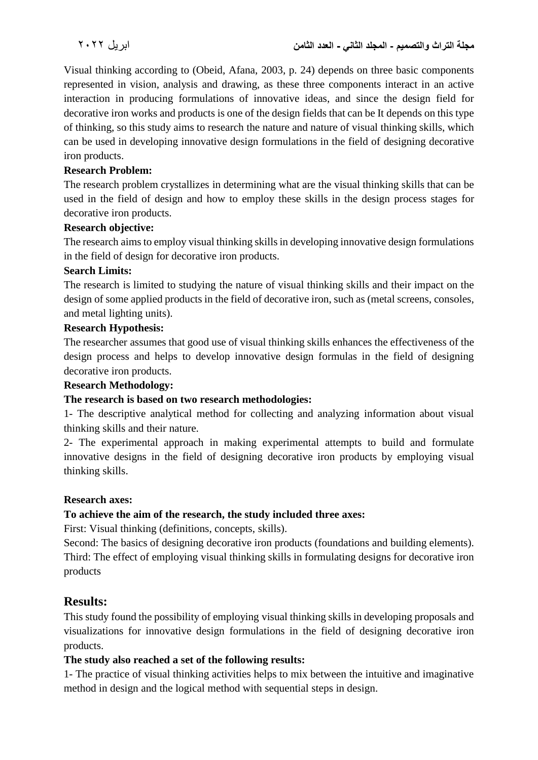Visual thinking according to (Obeid, Afana, 2003, p. 24) depends on three basic components represented in vision, analysis and drawing, as these three components interact in an active interaction in producing formulations of innovative ideas, and since the design field for decorative iron works and products is one of the design fields that can be It depends on this type of thinking, so this study aims to research the nature and nature of visual thinking skills, which can be used in developing innovative design formulations in the field of designing decorative iron products.

**Research Problem:**

The research problem crystallizes in determining what are the visual thinking skills that can be used in the field of design and how to employ these skills in the design process stages for decorative iron products.

**Research objective:**

The research aims to employ visual thinking skills in developing innovative design formulations in the field of design for decorative iron products.

**Search Limits:**

The research is limited to studying the nature of visual thinking skills and their impact on the design of some applied products in the field of decorative iron, such as (metal screens, consoles, and metal lighting units).

**Research Hypothesis:**

The researcher assumes that good use of visual thinking skills enhances the effectiveness of the design process and helps to develop innovative design formulas in the field of designing decorative iron products.

**Research Methodology:**

**The research is based on two research methodologies:**

1- The descriptive analytical method for collecting and analyzing information about visual thinking skills and their nature.

2- The experimental approach in making experimental attempts to build and formulate innovative designs in the field of designing decorative iron products by employing visual thinking skills.

**Research axes:**

**To achieve the aim of the research, the study included three axes:**

First: Visual thinking (definitions, concepts, skills).

Second: The basics of designing decorative iron products (foundations and building elements).

Third: The effect of employing visual thinking skills in formulating designs for decorative iron products

## Results:

This study found the possibility of employing visual thinking skills in developing proposals and visualizations for innovative design formulations in the field of designing decorative iron products.

**The study also reached a set of the following results:**

1- The practice of visual thinking activities helps to mix between the intuitive and imaginative method in design and the logical method with sequential steps in design.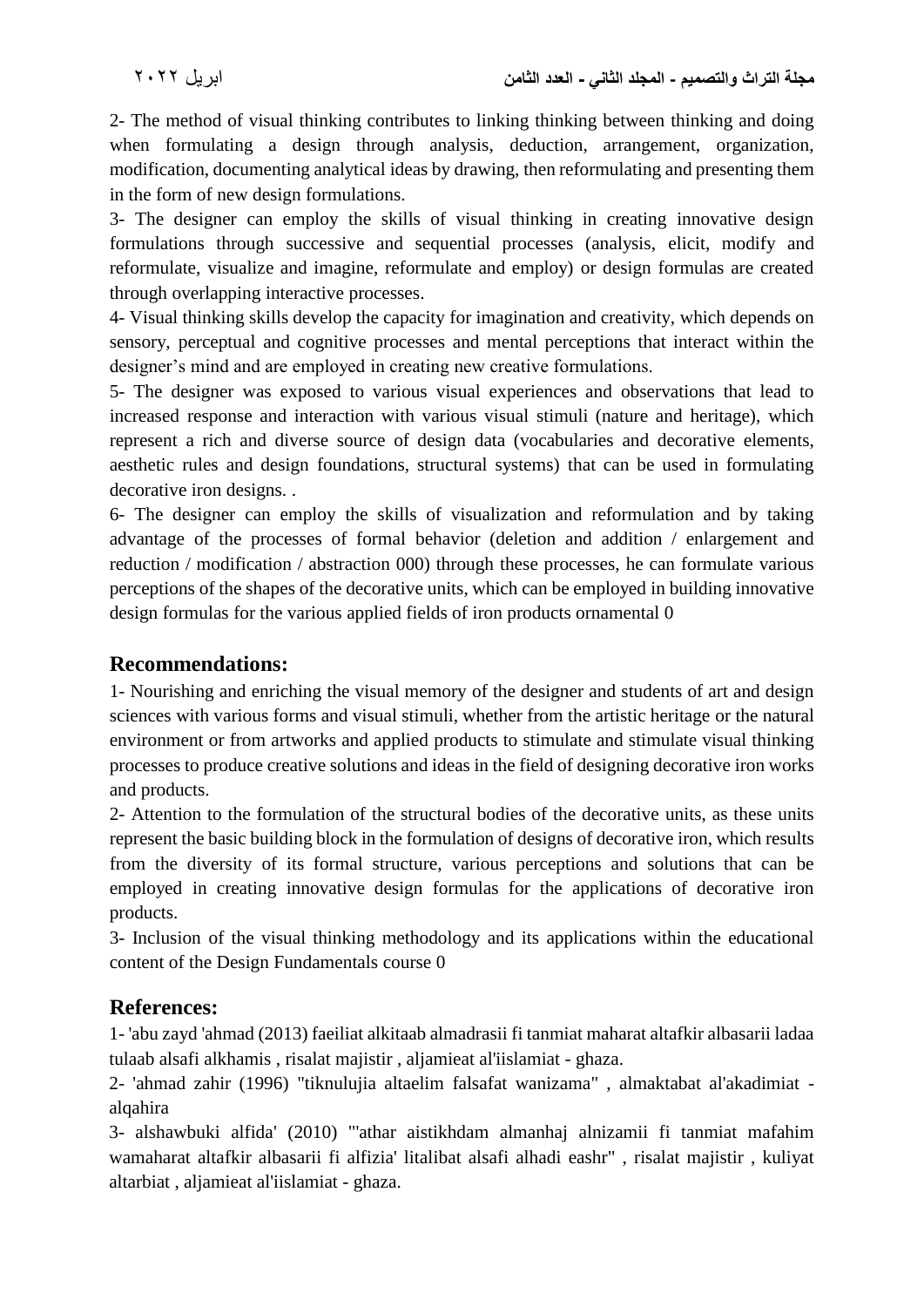2- The method of visual thinking contributes to linking thinking between thinking and doing when formulating a design through analysis, deduction, arrangement, organization, modification, documenting analytical ideas by drawing, then reformulating and presenting them in the form of new design formulations.

3- The designer can employ the skills of visual thinking in creating innovative design formulations through successive and sequential processes (analysis, elicit, modify and reformulate, visualize and imagine, reformulate and employ) or design formulas are created through overlapping interactive processes.

4- Visual thinking skills develop the capacity for imagination and creativity, which depends on sensory, perceptual and cognitive processes and mental perceptions that interact within the designer's mind and are employed in creating new creative formulations.

5- The designer was exposed to various visual experiences and observations that lead to increased response and interaction with various visual stimuli (nature and heritage), which represent a rich and diverse source of design data (vocabularies and decorative elements, aesthetic rules and design foundations, structural systems) that can be used in formulating decorative iron designs. .

6- The designer can employ the skills of visualization and reformulation and by taking advantage of the processes of formal behavior (deletion and addition / enlargement and reduction / modification / abstraction 000) through these processes, he can formulate various perceptions of the shapes of the decorative units, which can be employed in building innovative design formulas for the various applied fields of iron products ornamental 0

## Recommendations:

1- Nourishing and enriching the visual memory of the designer and students of art and design sciences with various forms and visual stimuli, whether from the artistic heritage or the natural environment or from artworks and applied products to stimulate and stimulate visual thinking processes to produce creative solutions and ideas in the field of designing decorative iron works and products.

2- Attention to the formulation of the structural bodies of the decorative units, as these units represent the basic building block in the formulation of designs of decorative iron, which results from the diversity of its formal structure, various perceptions and solutions that can be employed in creating innovative design formulas for the applications of decorative iron products.

3- Inclusion of the visual thinking methodology and its applications within the educational content of the Design Fundamentals course 0

## References:

1- 'abu zayd 'ahmad (2013) faeiliat alkitaab almadrasii fi tanmiat maharat altafkir albasarii ladaa tulaab alsafi alkhamis , risalat majistir , aljamieat al'iislamiat - ghaza.

2- 'ahmad zahir (1996) "tiknulujia altaelim falsafat wanizama" , almaktabat al'akadimiat - alqahira

3- alshawbuki alfida' (2010) "'athar aistikhdam almanhaj alnizamii fi tanmiat mafahim wamaharat altafkir albasarii fi alfizia' litalibat alsafi alhadi eashr" , risalat majistir , kuliyat altarbiat , aljamieat al'iislamiat - ghaza.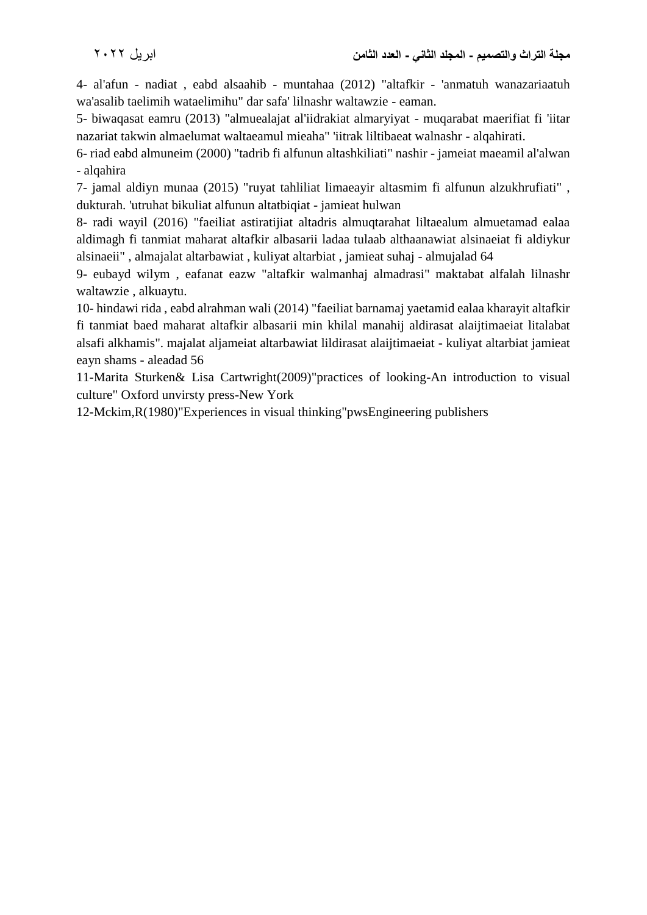4- al'afun - nadiat , eabd alsaahib - muntahaa (2012) "altafkir - 'anmatuh wanazariaatuh wa'asalib taelimih wataelimihu" dar safa' lilnashr waltawzie - eaman.

5- biwaqasat eamru (2013) "almuealajat al'iidrakiat almaryiyat - muqarabat maerifiat fi 'iitar nazariat takwin almaelumat waltaeamul mieaha" 'iitrak liltibaeat walnashr - alqahirati.

6- riad eabd almuneim (2000) "tadrib fi alfunun altashkiliati" nashir - jameiat maeamil al'alwan - alqahira

7- jamal aldiyn munaa (2015) "ruyat tahliliat limaeayir altasmim fi alfunun alzukhrufiati" , dukturah. 'utruhat bikuliat alfunun altatbiqiat - jamieat hulwan

8- radi wayil (2016) "faeiliat astiratijiat altadris almuqtarahat liltaealum almuetamad ealaa aldimagh fi tanmiat maharat altafkir albasarii ladaa tulaab althaanawiat alsinaeiat fi aldiykur alsinaeii" , almajalat altarbawiat , kuliyat altarbiat , jamieat suhaj - almujalad 64

9- eubayd wilym , eafanat eazw "altafkir walmanhaj almadrasi" maktabat alfalah lilnashr waltawzie , alkuaytu.

10- hindawi rida , eabd alrahman wali (2014) "faeiliat barnamaj yaetamid ealaa kharayit altafkir fi tanmiat baed maharat altafkir albasarii min khilal manahij aldirasat alaijtimaeiat litalabat alsafi alkhamis". majalat aljameiat altarbawiat lildirasat alaijtimaeiat - kuliyat altarbiat jamieat eayn shams - aleadad 56

11-Marita Sturken& Lisa Cartwright(2009)"practices of looking-An introduction to visual culture" Oxford unvirsty press-New York

12-Mckim,R(1980)"Experiences in visual thinking"pwsEngineering publishers